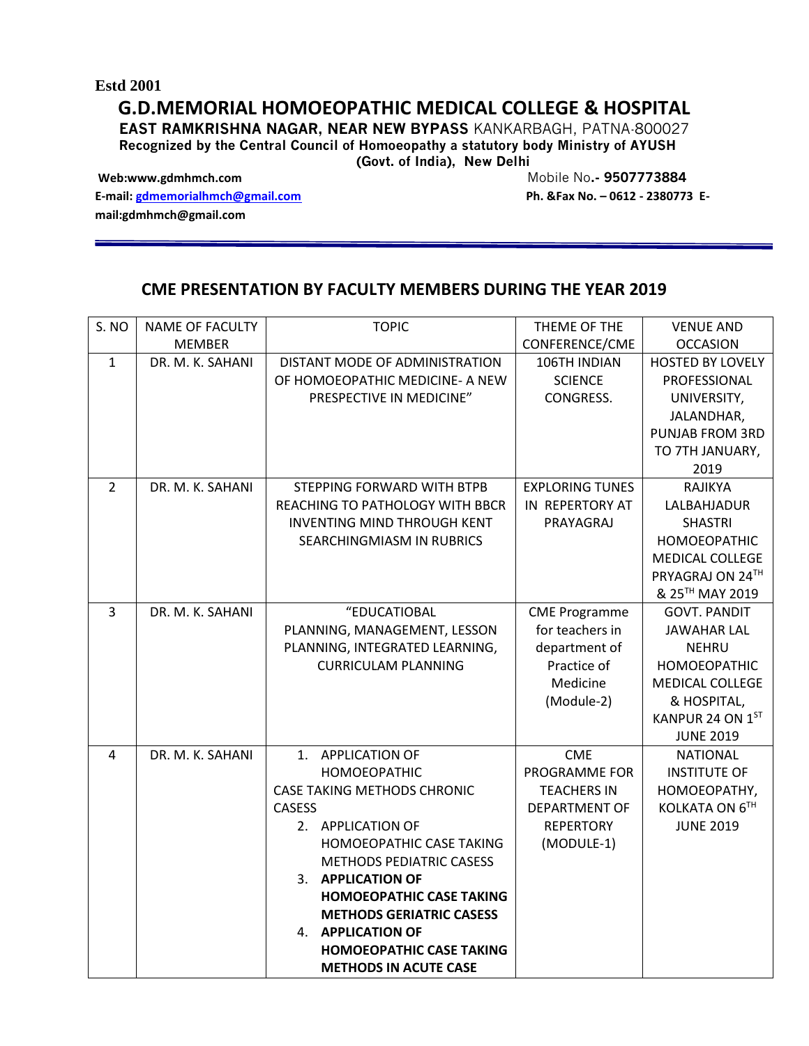**Estd 2001**

# G.D.MEMORIAL HOMOEOPATHIC MEDICAL COLLEGE & HOSPITAL

**EAST RAMKRISHNA NAGAR, NEAR NEW BYPASS** KANKARBAGH, PATNA-800027

**Recognized by the Central Council of Homoeopathy a statutory body Ministry of AYUSH (Govt. of India), New Delhi**

**Web:www.gdmhmch.com** Mobile No**.- 9507773884**

**E-mail: gdmemorialhmch@gmail.com** **Ph. &Fax No. – 0612 - 2380773 E-mail:gdmhmch@gmail.com**

## CME PRESENTATION BY FACULTY MEMBERS DURING THE YEAR 2019

| S. NO | NAME OF FACULTY MEMBER | TOPIC | THEME OF THE CONFERENCE/CME | VENUE AND OCCASION |
|---|---|---|---|---|
| 1 | DR. M. K. SAHANI | DISTANT MODE OF ADMINISTRATION OF HOMOEOPATHIC MEDICINE- A NEW PRESPECTIVE IN MEDICINE" | 106TH INDIAN SCIENCE CONGRESS. | HOSTED BY LOVELY PROFESSIONAL UNIVERSITY, JALANDHAR, PUNJAB FROM 3RD TO 7TH JANUARY, 2019 |
| 2 | DR. M. K. SAHANI | STEPPING FORWARD WITH BTPB REACHING TO PATHOLOGY WITH BBCR INVENTING MIND THROUGH KENT SEARCHINGMIASM IN RUBRICS | EXPLORING TUNES IN REPERTORY AT PRAYAGRAJ | RAJIKYA LALBAHJADUR SHASTRI HOMOEOPATHIC MEDICAL COLLEGE PRYAGRAJ ON 24TH & 25TH MAY 2019 |
| 3 | DR. M. K. SAHANI | "EDUCATIOBAL PLANNING, MANAGEMENT, LESSON PLANNING, INTEGRATED LEARNING, CURRICULAM PLANNING | CME Programme for teachers in department of Practice of Medicine (Module-2) | GOVT. PANDIT JAWAHAR LAL NEHRU HOMOEOPATHIC MEDICAL COLLEGE & HOSPITAL, KANPUR 24 ON 1ST JUNE 2019 |
| 4 | DR. M. K. SAHANI | 1. APPLICATION OF HOMOEOPATHIC CASE TAKING METHODS CHRONIC CASESS<br>2. APPLICATION OF HOMOEOPATHIC CASE TAKING METHODS PEDIATRIC CASESS<br>3. **APPLICATION OF HOMOEOPATHIC CASE TAKING METHODS GERIATRIC CASESS**<br>4. **APPLICATION OF HOMOEOPATHIC CASE TAKING METHODS IN ACUTE CASE** | CME PROGRAMME FOR TEACHERS IN DEPARTMENT OF REPERTORY (MODULE-1) | NATIONAL INSTITUTE OF HOMOEOPATHY, KOLKATA ON 6TH JUNE 2019 |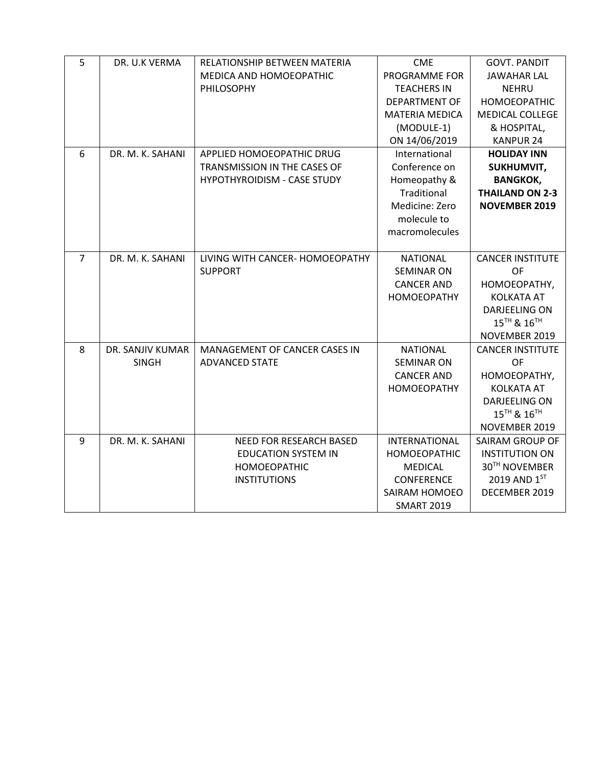| | | | | |
|---|---|---|---|---|
| 5 | DR. U.K VERMA | RELATIONSHIP BETWEEN MATERIA MEDICA AND HOMOEOPATHIC PHILOSOPHY | CME PROGRAMME FOR TEACHERS IN DEPARTMENT OF MATERIA MEDICA (MODULE-1) ON 14/06/2019 | GOVT. PANDIT JAWAHAR LAL NEHRU HOMOEOPATHIC MEDICAL COLLEGE & HOSPITAL, KANPUR 24 |
| 6 | DR. M. K. SAHANI | APPLIED HOMOEOPATHIC DRUG TRANSMISSION IN THE CASES OF HYPOTHYROIDISM - CASE STUDY | International Conference on Homeopathy & Traditional Medicine: Zero molecule to macromolecules | **HOLIDAY INN SUKHUMVIT, BANGKOK, THAILAND ON 2-3 NOVEMBER 2019** |
| 7 | DR. M. K. SAHANI | LIVING WITH CANCER- HOMOEOPATHY SUPPORT | NATIONAL SEMINAR ON CANCER AND HOMOEOPATHY | CANCER INSTITUTE OF HOMOEOPATHY, KOLKATA AT DARJEELING ON 15TH & 16TH NOVEMBER 2019 |
| 8 | DR. SANJIV KUMAR SINGH | MANAGEMENT OF CANCER CASES IN ADVANCED STATE | NATIONAL SEMINAR ON CANCER AND HOMOEOPATHY | CANCER INSTITUTE OF HOMOEOPATHY, KOLKATA AT DARJEELING ON 15TH & 16TH NOVEMBER 2019 |
| 9 | DR. M. K. SAHANI | NEED FOR RESEARCH BASED EDUCATION SYSTEM IN HOMOEOPATHIC INSTITUTIONS | INTERNATIONAL HOMOEOPATHIC MEDICAL CONFERENCE SAIRAM HOMOEO SMART 2019 | SAIRAM GROUP OF INSTITUTION ON 30TH NOVEMBER 2019 AND 1ST DECEMBER 2019 |